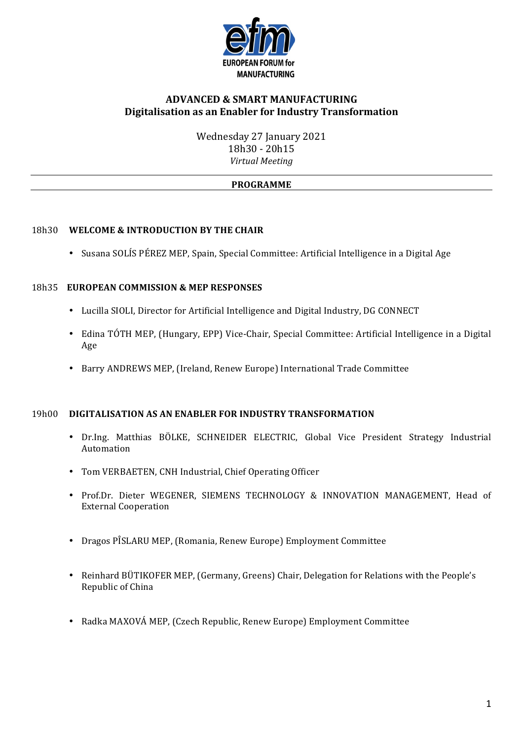EUROPEAN FORUM for MANUFACTURING

# ADVANCED & SMART MANUFACTURING
## Digitalisation as an Enabler for Industry Transformation

Wednesday 27 January 2021
18h30 - 20h15
*Virtual Meeting*

---

**PROGRAMME**

---

18h30 **WELCOME & INTRODUCTION BY THE CHAIR**

- Susana SOLÍS PÉREZ MEP, Spain, Special Committee: Artificial Intelligence in a Digital Age

18h35 **EUROPEAN COMMISSION & MEP RESPONSES**

- Lucilla SIOLI, Director for Artificial Intelligence and Digital Industry, DG CONNECT
- Edina TÓTH MEP, (Hungary, EPP) Vice-Chair, Special Committee: Artificial Intelligence in a Digital Age
- Barry ANDREWS MEP, (Ireland, Renew Europe) International Trade Committee

19h00 **DIGITALISATION AS AN ENABLER FOR INDUSTRY TRANSFORMATION**

- Dr.Ing. Matthias BÖLKE, SCHNEIDER ELECTRIC, Global Vice President Strategy Industrial Automation
- Tom VERBAETEN, CNH Industrial, Chief Operating Officer
- Prof.Dr. Dieter WEGENER, SIEMENS TECHNOLOGY & INNOVATION MANAGEMENT, Head of External Cooperation
- Dragos PÎSLARU MEP, (Romania, Renew Europe) Employment Committee
- Reinhard BÜTIKOFER MEP, (Germany, Greens) Chair, Delegation for Relations with the People's Republic of China
- Radka MAXOVÁ MEP, (Czech Republic, Renew Europe) Employment Committee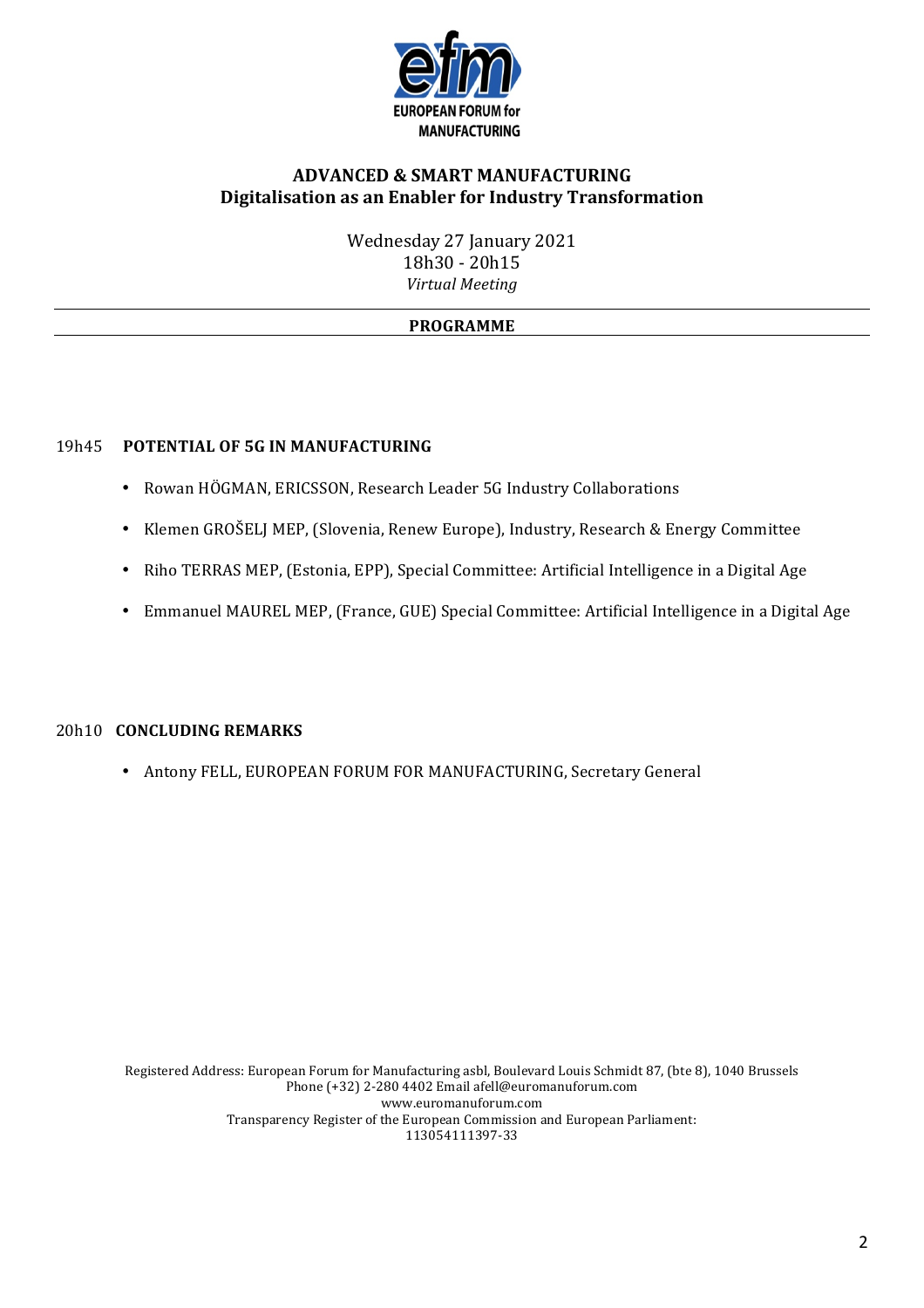**EUROPEAN FORUM for MANUFACTURING**

# ADVANCED & SMART MANUFACTURING
## Digitalisation as an Enabler for Industry Transformation

Wednesday 27 January 2021
18h30 - 20h15
*Virtual Meeting*

---

**PROGRAMME**

---

19h45 **POTENTIAL OF 5G IN MANUFACTURING**

- Rowan HÖGMAN, ERICSSON, Research Leader 5G Industry Collaborations
- Klemen GROŠELJ MEP, (Slovenia, Renew Europe), Industry, Research & Energy Committee
- Riho TERRAS MEP, (Estonia, EPP), Special Committee: Artificial Intelligence in a Digital Age
- Emmanuel MAUREL MEP, (France, GUE) Special Committee: Artificial Intelligence in a Digital Age

20h10 **CONCLUDING REMARKS**

- Antony FELL, EUROPEAN FORUM FOR MANUFACTURING, Secretary General

Registered Address: European Forum for Manufacturing asbl, Boulevard Louis Schmidt 87, (bte 8), 1040 Brussels
Phone (+32) 2-280 4402 Email afell@euromanuforum.com
www.euromanuforum.com
Transparency Register of the European Commission and European Parliament:
113054111397-33